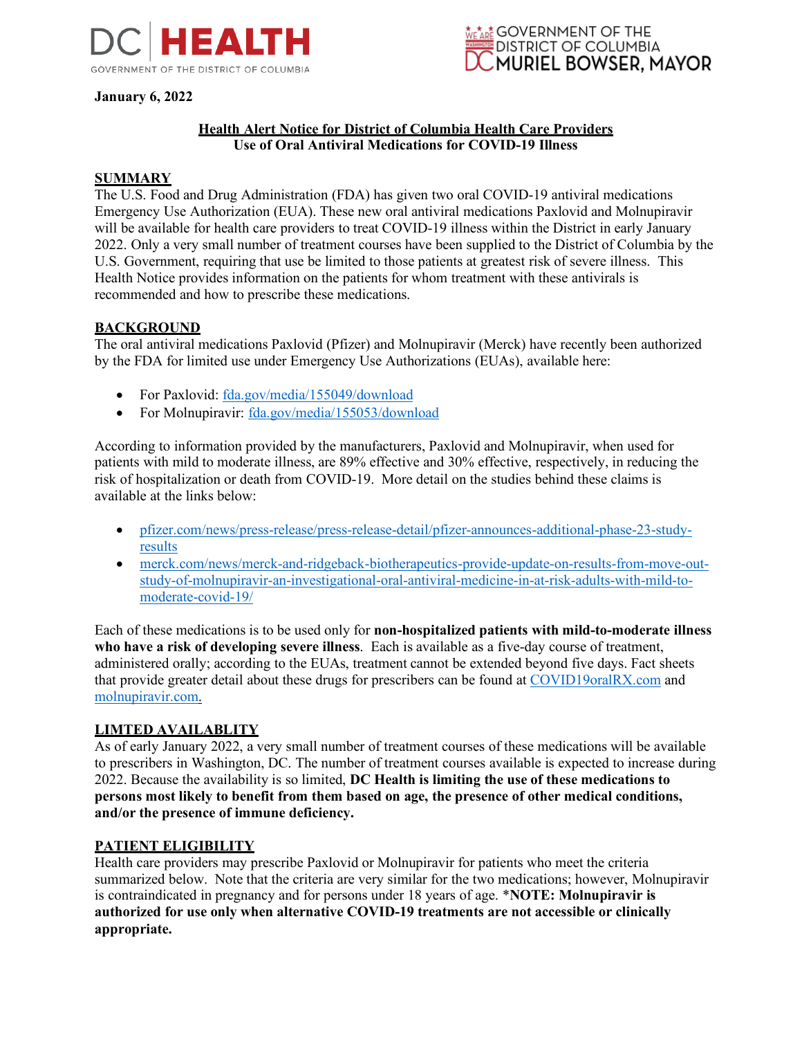DC HEALTH
GOVERNMENT OF THE DISTRICT OF COLUMBIA

GOVERNMENT OF THE DISTRICT OF COLUMBIA
MURIEL BOWSER, MAYOR

**January 6, 2022**

# Health Alert Notice for District of Columbia Health Care Providers
## Use of Oral Antiviral Medications for COVID-19 Illness

## SUMMARY

The U.S. Food and Drug Administration (FDA) has given two oral COVID-19 antiviral medications Emergency Use Authorization (EUA). These new oral antiviral medications Paxlovid and Molnupiravir will be available for health care providers to treat COVID-19 illness within the District in early January 2022. Only a very small number of treatment courses have been supplied to the District of Columbia by the U.S. Government, requiring that use be limited to those patients at greatest risk of severe illness. This Health Notice provides information on the patients for whom treatment with these antivirals is recommended and how to prescribe these medications.

## BACKGROUND

The oral antiviral medications Paxlovid (Pfizer) and Molnupiravir (Merck) have recently been authorized by the FDA for limited use under Emergency Use Authorizations (EUAs), available here:

- For Paxlovid: fda.gov/media/155049/download
- For Molnupiravir: fda.gov/media/155053/download

According to information provided by the manufacturers, Paxlovid and Molnupiravir, when used for patients with mild to moderate illness, are 89% effective and 30% effective, respectively, in reducing the risk of hospitalization or death from COVID-19. More detail on the studies behind these claims is available at the links below:

- pfizer.com/news/press-release/press-release-detail/pfizer-announces-additional-phase-23-study-results
- merck.com/news/merck-and-ridgeback-biotherapeutics-provide-update-on-results-from-move-out-study-of-molnupiravir-an-investigational-oral-antiviral-medicine-in-at-risk-adults-with-mild-to-moderate-covid-19/

Each of these medications is to be used only for **non-hospitalized patients with mild-to-moderate illness who have a risk of developing severe illness**. Each is available as a five-day course of treatment, administered orally; according to the EUAs, treatment cannot be extended beyond five days. Fact sheets that provide greater detail about these drugs for prescribers can be found at COVID19oralRX.com and molnupiravir.com.

## LIMTED AVAILABLITY

As of early January 2022, a very small number of treatment courses of these medications will be available to prescribers in Washington, DC. The number of treatment courses available is expected to increase during 2022. Because the availability is so limited, **DC Health is limiting the use of these medications to persons most likely to benefit from them based on age, the presence of other medical conditions, and/or the presence of immune deficiency.**

## PATIENT ELIGIBILITY

Health care providers may prescribe Paxlovid or Molnupiravir for patients who meet the criteria summarized below. Note that the criteria are very similar for the two medications; however, Molnupiravir is contraindicated in pregnancy and for persons under 18 years of age. ***NOTE: Molnupiravir is authorized for use only when alternative COVID-19 treatments are not accessible or clinically appropriate.**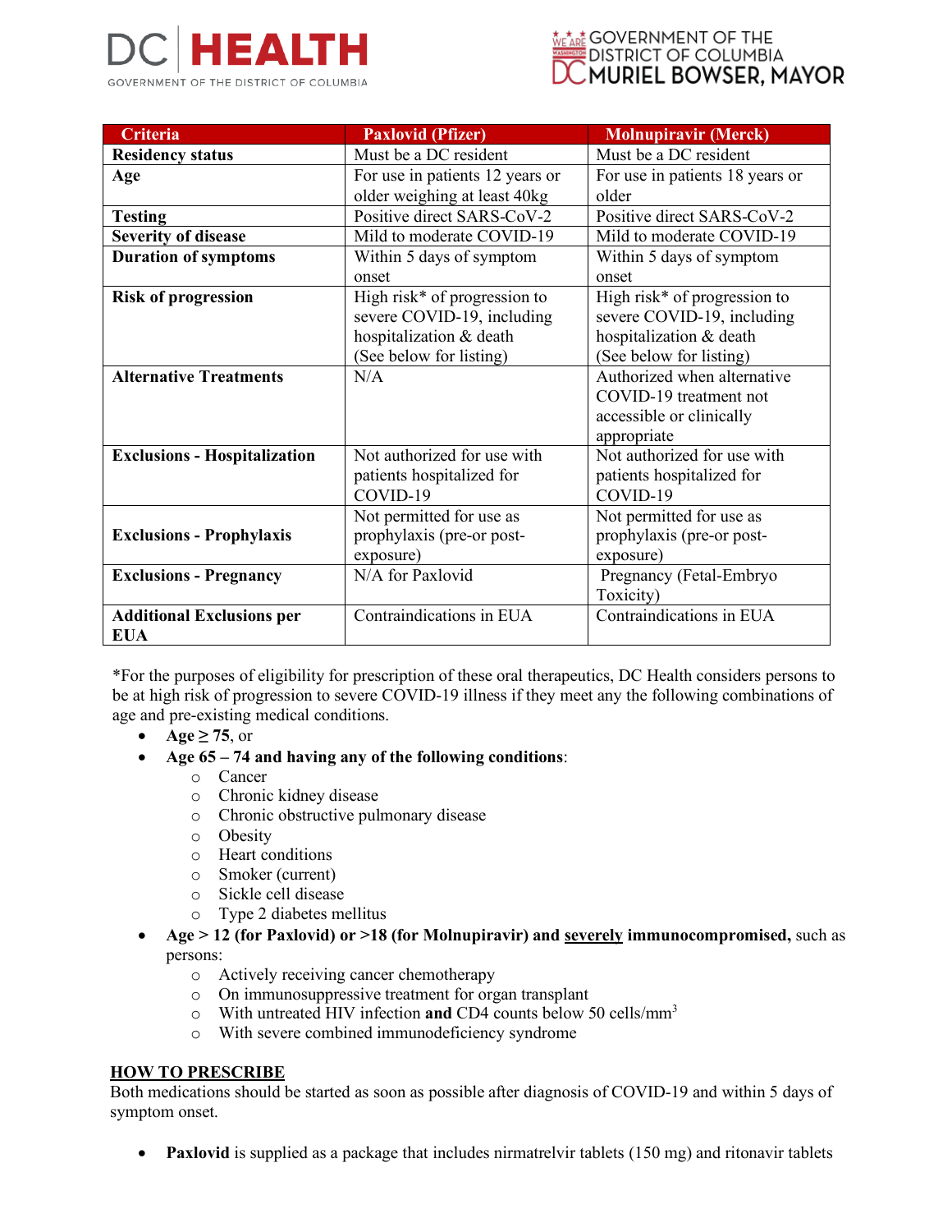| Criteria | Paxlovid (Pfizer) | Molnupiravir (Merck) |
|---|---|---|
| **Residency status** | Must be a DC resident | Must be a DC resident |
| **Age** | For use in patients 12 years or older weighing at least 40kg | For use in patients 18 years or older |
| **Testing** | Positive direct SARS-CoV-2 | Positive direct SARS-CoV-2 |
| **Severity of disease** | Mild to moderate COVID-19 | Mild to moderate COVID-19 |
| **Duration of symptoms** | Within 5 days of symptom onset | Within 5 days of symptom onset |
| **Risk of progression** | High risk* of progression to severe COVID-19, including hospitalization & death (See below for listing) | High risk* of progression to severe COVID-19, including hospitalization & death (See below for listing) |
| **Alternative Treatments** | N/A | Authorized when alternative COVID-19 treatment not accessible or clinically appropriate |
| **Exclusions - Hospitalization** | Not authorized for use with patients hospitalized for COVID-19 | Not authorized for use with patients hospitalized for COVID-19 |
| **Exclusions - Prophylaxis** | Not permitted for use as prophylaxis (pre-or post-exposure) | Not permitted for use as prophylaxis (pre-or post-exposure) |
| **Exclusions - Pregnancy** | N/A for Paxlovid | Pregnancy (Fetal-Embryo Toxicity) |
| **Additional Exclusions per EUA** | Contraindications in EUA | Contraindications in EUA |

*For the purposes of eligibility for prescription of these oral therapeutics, DC Health considers persons to be at high risk of progression to severe COVID-19 illness if they meet any the following combinations of age and pre-existing medical conditions.

- **Age ≥ 75**, or
- **Age 65 – 74 and having any of the following conditions**:
  - Cancer
  - Chronic kidney disease
  - Chronic obstructive pulmonary disease
  - Obesity
  - Heart conditions
  - Smoker (current)
  - Sickle cell disease
  - Type 2 diabetes mellitus
- **Age > 12 (for Paxlovid) or >18 (for Molnupiravir) and <u>severely</u> immunocompromised,** such as persons:
  - Actively receiving cancer chemotherapy
  - On immunosuppressive treatment for organ transplant
  - With untreated HIV infection **and** CD4 counts below 50 cells/$mm^3$
  - With severe combined immunodeficiency syndrome

## <u>HOW TO PRESCRIBE</u>

Both medications should be started as soon as possible after diagnosis of COVID-19 and within 5 days of symptom onset.

- **Paxlovid** is supplied as a package that includes nirmatrelvir tablets (150 mg) and ritonavir tablets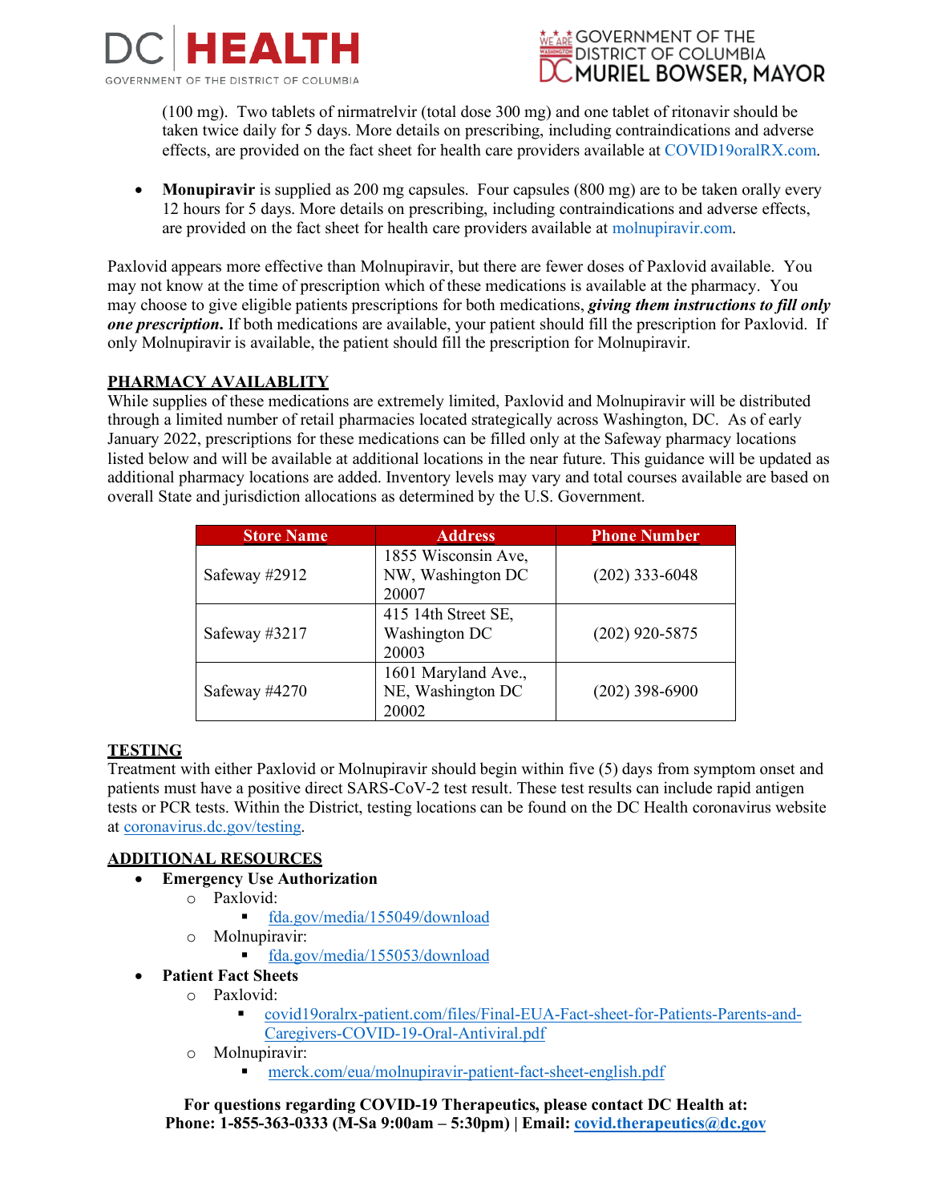(100 mg). Two tablets of nirmatrelvir (total dose 300 mg) and one tablet of ritonavir should be taken twice daily for 5 days. More details on prescribing, including contraindications and adverse effects, are provided on the fact sheet for health care providers available at COVID19oralRX.com.

- **Monupiravir** is supplied as 200 mg capsules. Four capsules (800 mg) are to be taken orally every 12 hours for 5 days. More details on prescribing, including contraindications and adverse effects, are provided on the fact sheet for health care providers available at molnupiravir.com.

Paxlovid appears more effective than Molnupiravir, but there are fewer doses of Paxlovid available. You may not know at the time of prescription which of these medications is available at the pharmacy. You may choose to give eligible patients prescriptions for both medications, ***giving them instructions to fill only one prescription***. If both medications are available, your patient should fill the prescription for Paxlovid. If only Molnupiravir is available, the patient should fill the prescription for Molnupiravir.

## PHARMACY AVAILABLITY

While supplies of these medications are extremely limited, Paxlovid and Molnupiravir will be distributed through a limited number of retail pharmacies located strategically across Washington, DC. As of early January 2022, prescriptions for these medications can be filled only at the Safeway pharmacy locations listed below and will be available at additional locations in the near future. This guidance will be updated as additional pharmacy locations are added. Inventory levels may vary and total courses available are based on overall State and jurisdiction allocations as determined by the U.S. Government.

| Store Name | Address | Phone Number |
|---|---|---|
| Safeway #2912 | 1855 Wisconsin Ave, NW, Washington DC 20007 | (202) 333-6048 |
| Safeway #3217 | 415 14th Street SE, Washington DC 20003 | (202) 920-5875 |
| Safeway #4270 | 1601 Maryland Ave., NE, Washington DC 20002 | (202) 398-6900 |

## TESTING

Treatment with either Paxlovid or Molnupiravir should begin within five (5) days from symptom onset and patients must have a positive direct SARS-CoV-2 test result. These test results can include rapid antigen tests or PCR tests. Within the District, testing locations can be found on the DC Health coronavirus website at coronavirus.dc.gov/testing.

## ADDITIONAL RESOURCES

- **Emergency Use Authorization**
  - Paxlovid:
    - fda.gov/media/155049/download
  - Molnupiravir:
    - fda.gov/media/155053/download
- **Patient Fact Sheets**
  - Paxlovid:
    - covid19oralrx-patient.com/files/Final-EUA-Fact-sheet-for-Patients-Parents-and-Caregivers-COVID-19-Oral-Antiviral.pdf
  - Molnupiravir:
    - merck.com/eua/molnupiravir-patient-fact-sheet-english.pdf

**For questions regarding COVID-19 Therapeutics, please contact DC Health at:**
**Phone: 1-855-363-0333 (M-Sa 9:00am – 5:30pm) | Email: covid.therapeutics@dc.gov**